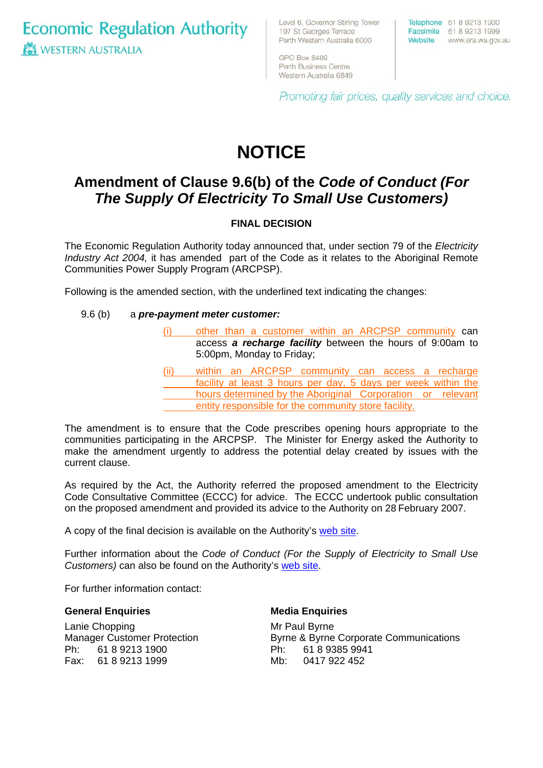Economic Regulation Authority
WESTERN AUSTRALIA

Level 6, Governor Stirling Tower
197 St Georges Terrace
Perth Western Australia 6000

GPO Box 8469
Perth Business Centre
Western Australia 6849

Telephone 61 8 9213 1900
Facsimile 61 8 9213 1999
Website www.era.wa.gov.au

*Promoting fair prices, quality services and choice.*

# NOTICE

## Amendment of Clause 9.6(b) of the *Code of Conduct (For The Supply Of Electricity To Small Use Customers)*

### FINAL DECISION

The Economic Regulation Authority today announced that, under section 79 of the *Electricity Industry Act 2004,* it has amended part of the Code as it relates to the Aboriginal Remote Communities Power Supply Program (ARCPSP).

Following is the amended section, with the underlined text indicating the changes:

9.6 (b) a ***pre-payment meter customer:***

<u>(i) other than a customer within an ARCPSP community</u> can access ***a recharge facility*** between the hours of 9:00am to 5:00pm, Monday to Friday;

<u>(ii) within an ARCPSP community can access a recharge facility at least 3 hours per day, 5 days per week within the hours determined by the Aboriginal Corporation or relevant entity responsible for the community store facility.</u>

The amendment is to ensure that the Code prescribes opening hours appropriate to the communities participating in the ARCPSP. The Minister for Energy asked the Authority to make the amendment urgently to address the potential delay created by issues with the current clause.

As required by the Act, the Authority referred the proposed amendment to the Electricity Code Consultative Committee (ECCC) for advice. The ECCC undertook public consultation on the proposed amendment and provided its advice to the Authority on 28 February 2007.

A copy of the final decision is available on the Authority's web site.

Further information about the *Code of Conduct (For the Supply of Electricity to Small Use Customers)* can also be found on the Authority's web site.

For further information contact:

**General Enquiries**

Lanie Chopping
Manager Customer Protection
Ph: 61 8 9213 1900
Fax: 61 8 9213 1999

**Media Enquiries**

Mr Paul Byrne
Byrne & Byrne Corporate Communications
Ph: 61 8 9385 9941
Mb: 0417 922 452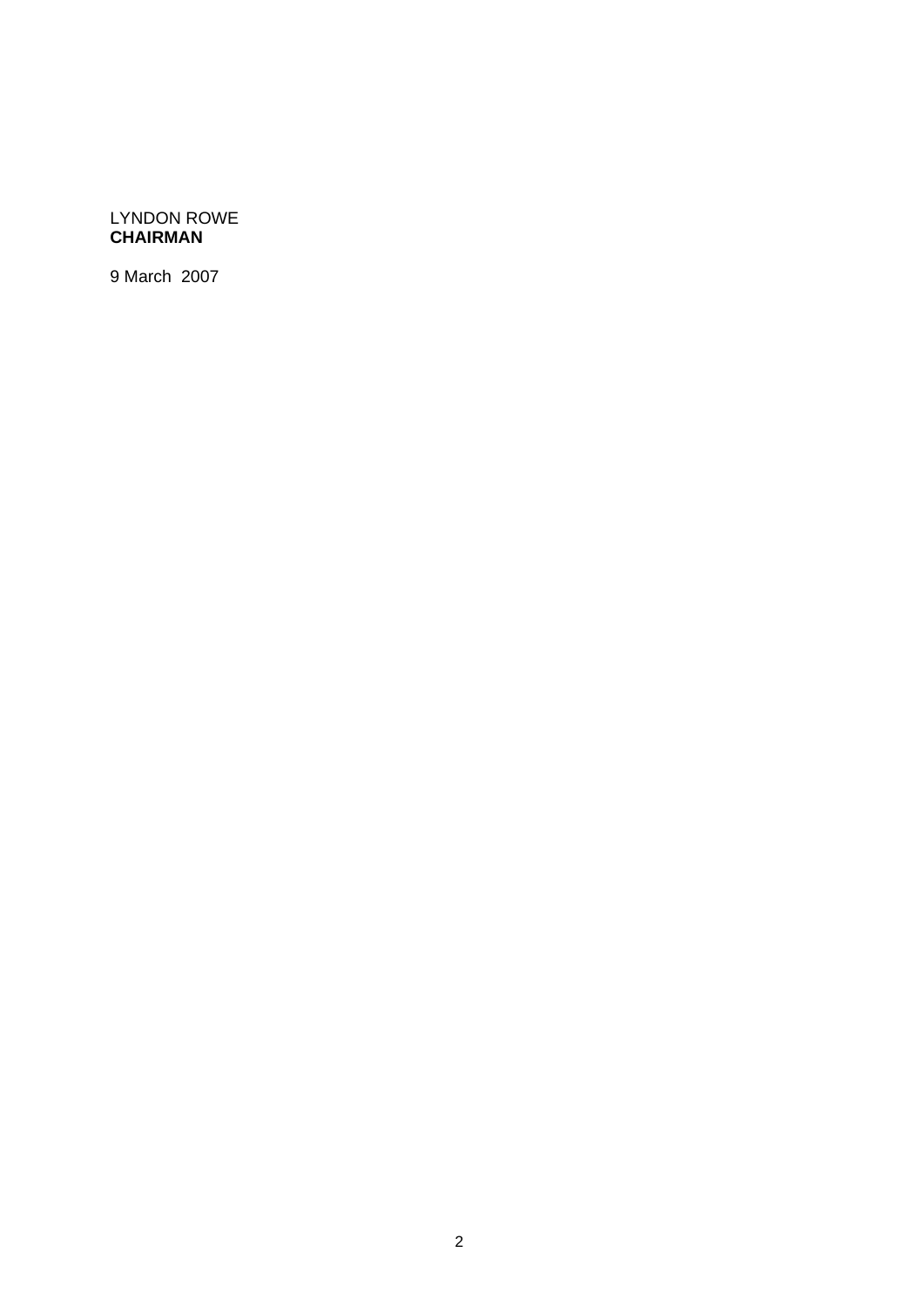LYNDON ROWE
**CHAIRMAN**

9 March 2007